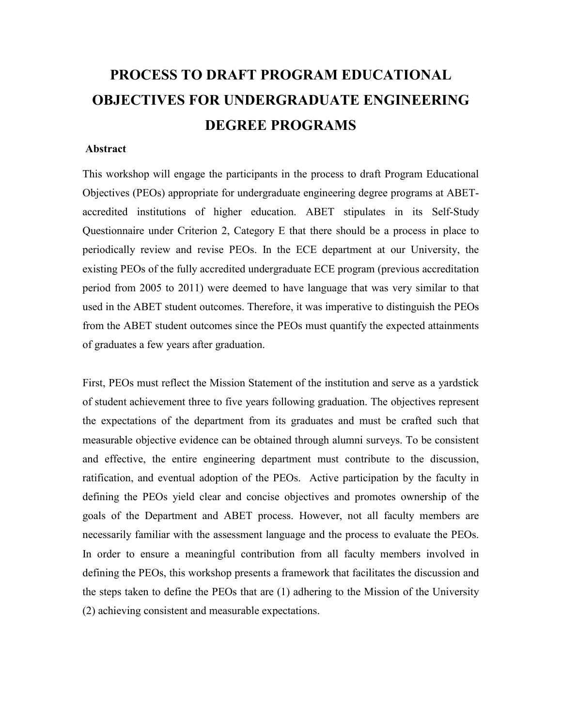# PROCESS TO DRAFT PROGRAM EDUCATIONAL OBJECTIVES FOR UNDERGRADUATE ENGINEERING DEGREE PROGRAMS

## Abstract

This workshop will engage the participants in the process to draft Program Educational Objectives (PEOs) appropriate for undergraduate engineering degree programs at ABET-accredited institutions of higher education. ABET stipulates in its Self-Study Questionnaire under Criterion 2, Category E that there should be a process in place to periodically review and revise PEOs. In the ECE department at our University, the existing PEOs of the fully accredited undergraduate ECE program (previous accreditation period from 2005 to 2011) were deemed to have language that was very similar to that used in the ABET student outcomes. Therefore, it was imperative to distinguish the PEOs from the ABET student outcomes since the PEOs must quantify the expected attainments of graduates a few years after graduation.

First, PEOs must reflect the Mission Statement of the institution and serve as a yardstick of student achievement three to five years following graduation. The objectives represent the expectations of the department from its graduates and must be crafted such that measurable objective evidence can be obtained through alumni surveys. To be consistent and effective, the entire engineering department must contribute to the discussion, ratification, and eventual adoption of the PEOs. Active participation by the faculty in defining the PEOs yield clear and concise objectives and promotes ownership of the goals of the Department and ABET process. However, not all faculty members are necessarily familiar with the assessment language and the process to evaluate the PEOs. In order to ensure a meaningful contribution from all faculty members involved in defining the PEOs, this workshop presents a framework that facilitates the discussion and the steps taken to define the PEOs that are (1) adhering to the Mission of the University (2) achieving consistent and measurable expectations.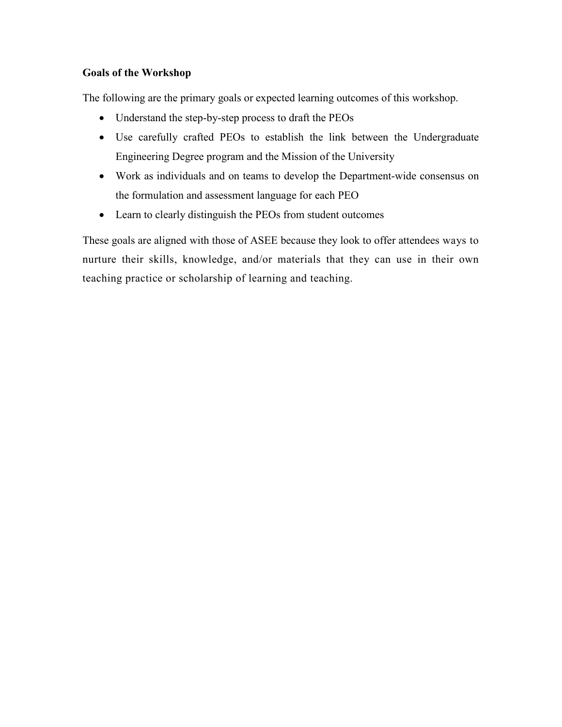**Goals of the Workshop**

The following are the primary goals or expected learning outcomes of this workshop.

- Understand the step-by-step process to draft the PEOs
- Use carefully crafted PEOs to establish the link between the Undergraduate Engineering Degree program and the Mission of the University
- Work as individuals and on teams to develop the Department-wide consensus on the formulation and assessment language for each PEO
- Learn to clearly distinguish the PEOs from student outcomes

These goals are aligned with those of ASEE because they look to offer attendees ways to nurture their skills, knowledge, and/or materials that they can use in their own teaching practice or scholarship of learning and teaching.